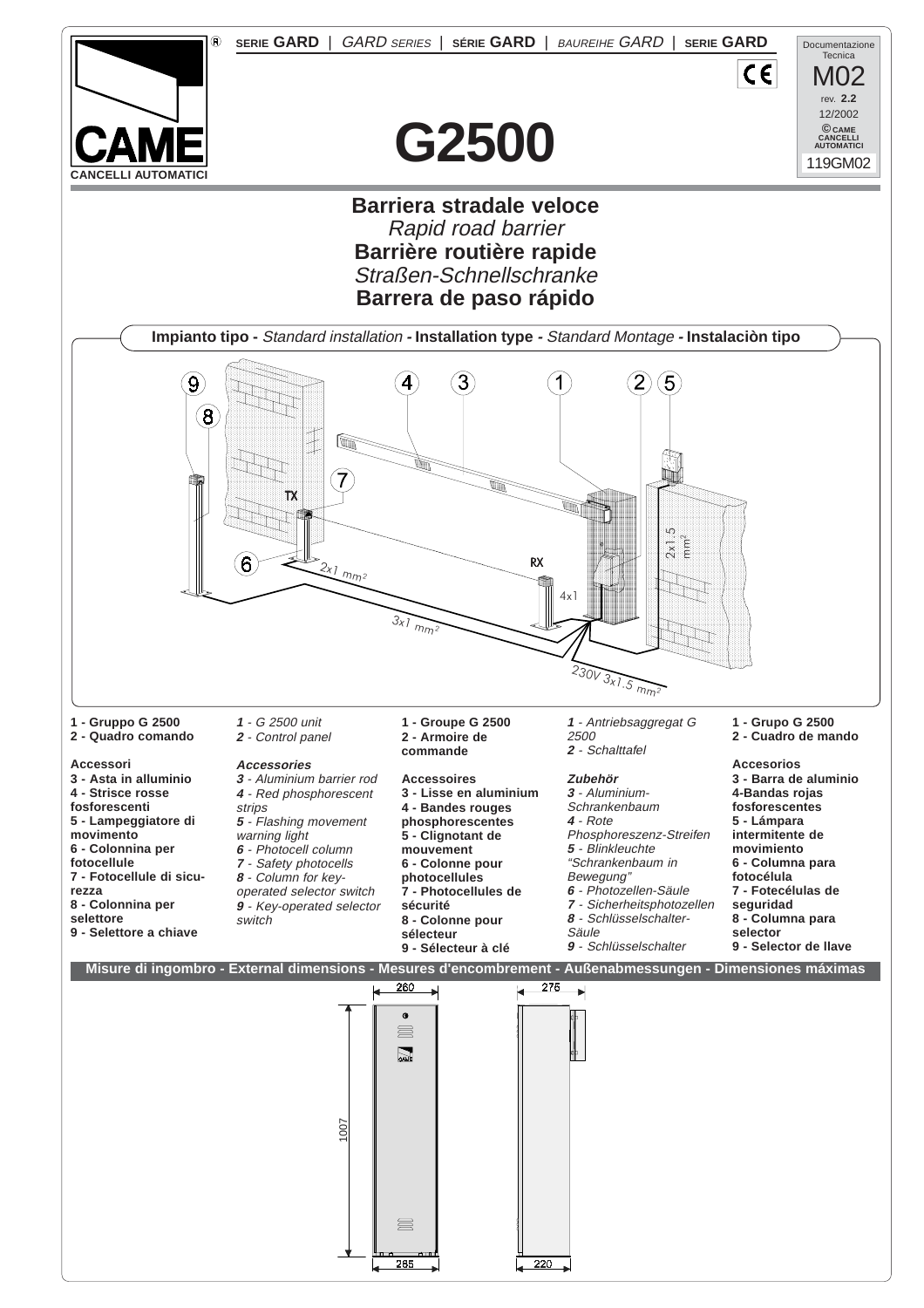SERIE **GARD** | *GARD SERIES* | SÉRIE **GARD** | *BAUREIHE GARD* | SERIE **GARD**

Documentazione Tecnica M02 rev. 2.2 12/2002 © CAME CANCELLI AUTOMATICI 119GM02

CAME CANCELLI AUTOMATICI

# G2500

## Barriera stradale veloce
*Rapid road barrier*
**Barrière routière rapide**
*Straßen-Schnellschranke*
**Barrera de paso rápido**

### Impianto tipo - *Standard installation* - Installation type - *Standard Montage* - Instalaciòn tipo

TX, RX, 2x1 mm², 3x1 mm², 4x1, 2x1.5 mm², 230V 3x1.5 mm²

**1 - Gruppo G 2500**
**2 - Quadro comando**

**Accessori**
**3 - Asta in alluminio**
**4 - Strisce rosse fosforescenti**
**5 - Lampeggiatore di movimento**
**6 - Colonnina per fotocellule**
**7 - Fotocellule di sicurezza**
**8 - Colonnina per selettore**
**9 - Selettore a chiave**

*1 - G 2500 unit*
*2 - Control panel*

***Accessories***
*3 - Aluminium barrier rod*
*4 - Red phosphorescent strips*
*5 - Flashing movement warning light*
*6 - Photocell column*
*7 - Safety photocells*
*8 - Column for key-operated selector switch*
*9 - Key-operated selector switch*

**1 - Groupe G 2500**
**2 - Armoire de commande**

**Accessoires**
**3 - Lisse en aluminium**
**4 - Bandes rouges phosphorescentes**
**5 - Clignotant de mouvement**
**6 - Colonne pour photocellules**
**7 - Photocellules de sécurité**
**8 - Colonne pour sélecteur**
**9 - Sélecteur à clé**

*1 - Antriebsaggregat G 2500*
*2 - Schalttafel*

***Zubehör***
*3 - Aluminium-Schrankenbaum*
*4 - Rote Phosphoreszenz-Streifen*
*5 - Blinkleuchte "Schrankenbaum in Bewegung"*
*6 - Photozellen-Säule*
*7 - Sicherheitsphotozellen*
*8 - Schlüsselschalter-Säule*
*9 - Schlüsselschalter*

**1 - Grupo G 2500**
**2 - Cuadro de mando**

**Accesorios**
**3 - Barra de aluminio**
**4-Bandas rojas fosforescentes**
**5 - Lámpara intermitente de movimiento**
**6 - Columna para fotocélula**
**7 - Fotecélulas de seguridad**
**8 - Columna para selector**
**9 - Selector de llave**

### Misure di ingombro - External dimensions - Mesures d'encombrement - Außenabmessungen - Dimensiones máximas

260, 275, 1007, 285, 220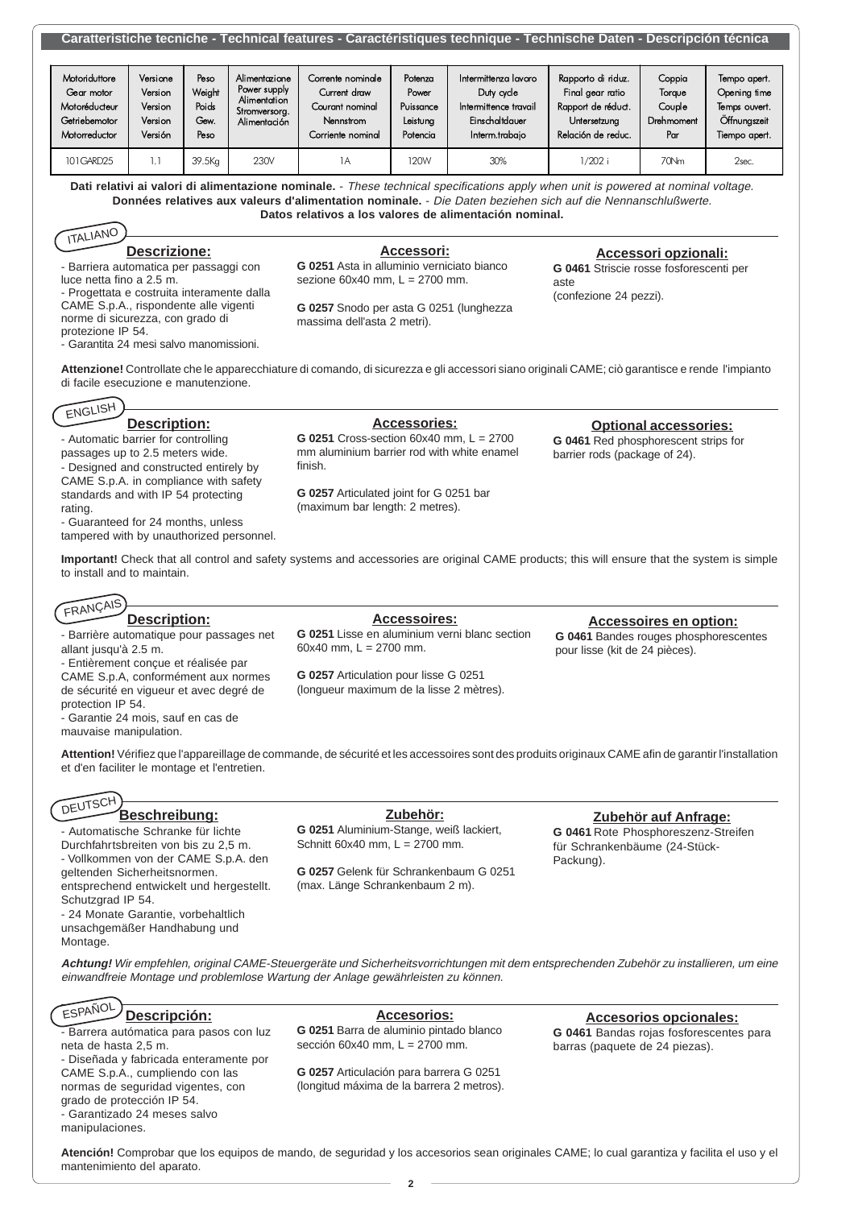## Caratteristiche tecniche - Technical features - Caractéristiques technique - Technische Daten - Descripción técnica

| Motoriduttore Gear motor Motoréducteur Getriebemotor Motorreductor | Versione Version Version Version Versión | Peso Weight Poids Gew. Peso | Alimentazione Power supply Alimentation Stromversorg. Alimentación | Corrente nominale Current draw Courant nominal Nennstrom Corriente nominal | Potenza Power Puissance Leistung Potencia | Intermittenza lavoro Duty cycle Intermittence travail Einschaltdauer Interm.trabajo | Rapporto di riduz. Final gear ratio Rapport de réduct. Untersetzung Relación de reduc. | Coppia Torque Couple Drehmoment Par | Tempo apert. Opening time Temps ouvert. Öffnungszeit Tiempo apert. |
|---|---|---|---|---|---|---|---|---|---|
| 101GARD25 | 1.1 | 39.5Kg | 230V | 1A | 120W | 30% | 1/202 i | 70Nm | 2sec. |

**Dati relativi ai valori di alimentazione nominale.** - *These technical specifications apply when unit is powered at nominal voltage.* **Données relatives aux valeurs d'alimentation nominale.** - *Die Daten beziehen sich auf die Nennanschlußwerte.* **Datos relativos a los valores de alimentación nominal.**

## ITALIANO

### Descrizione:

- Barriera automatica per passaggi con luce netta fino a 2.5 m.
- Progettata e costruita interamente dalla CAME S.p.A., rispondente alle vigenti norme di sicurezza, con grado di protezione IP 54.
- Garantita 24 mesi salvo manomissioni.

### Accessori:

**G 0251** Asta in alluminio verniciato bianco sezione 60x40 mm, L = 2700 mm.

**G 0257** Snodo per asta G 0251 (lunghezza massima dell'asta 2 metri).

### Accessori opzionali:

**G 0461** Striscie rosse fosforescenti per aste
(confezione 24 pezzi).

**Attenzione!** Controllate che le apparecchiature di comando, di sicurezza e gli accessori siano originali CAME; ciò garantisce e rende l'impianto di facile esecuzione e manutenzione.

## ENGLISH

### Description:

- Automatic barrier for controlling passages up to 2.5 meters wide.
- Designed and constructed entirely by CAME S.p.A. in compliance with safety standards and with IP 54 protecting rating.
- Guaranteed for 24 months, unless tampered with by unauthorized personnel.

### Accessories:

**G 0251** Cross-section 60x40 mm, L = 2700 mm aluminium barrier rod with white enamel finish.

**G 0257** Articulated joint for G 0251 bar (maximum bar length: 2 metres).

### Optional accessories:

**G 0461** Red phosphorescent strips for barrier rods (package of 24).

**Important!** Check that all control and safety systems and accessories are original CAME products; this will ensure that the system is simple to install and to maintain.

## FRANÇAIS

### Description:

- Barrière automatique pour passages net allant jusqu'à 2.5 m.
- Entièrement conçue et réalisée par CAME S.p.A, conformément aux normes de sécurité en vigueur et avec degré de protection IP 54.
- Garantie 24 mois, sauf en cas de mauvaise manipulation.

### Accessoires:

**G 0251** Lisse en aluminium verni blanc section 60x40 mm, L = 2700 mm.

**G 0257** Articulation pour lisse G 0251 (longueur maximum de la lisse 2 mètres).

### Accessoires en option:

**G 0461** Bandes rouges phosphorescentes pour lisse (kit de 24 pièces).

**Attention!** Vérifiez que l'appareillage de commande, de sécurité et les accessoires sont des produits originaux CAME afin de garantir l'installation et d'en faciliter le montage et l'entretien.

## DEUTSCH

### Beschreibung:

- Automatische Schranke für lichte Durchfahrtsbreiten von bis zu 2,5 m.
- Vollkommen von der CAME S.p.A. den geltenden Sicherheitsnormen. entsprechend entwickelt und hergestellt. Schutzgrad IP 54.
- 24 Monate Garantie, vorbehaltlich unsachgemäßer Handhabung und Montage.

### Zubehör:

**G 0251** Aluminium-Stange, weiß lackiert, Schnitt 60x40 mm, L = 2700 mm.

**G 0257** Gelenk für Schrankenbaum G 0251 (max. Länge Schrankenbaum 2 m).

### Zubehör auf Anfrage:

**G 0461** Rote Phosphoreszenz-Streifen für Schrankenbäume (24-Stück-Packung).

***Achtung!*** *Wir empfehlen, original CAME-Steuergeräte und Sicherheitsvorrichtungen mit dem entsprechenden Zubehör zu installieren, um eine einwandfreie Montage und problemlose Wartung der Anlage gewährleisten zu können.*

## ESPAÑOL

### Descripción:

- Barrera autómatica para pasos con luz neta de hasta 2,5 m.
- Diseñada y fabricada enteramente por CAME S.p.A., cumpliendo con las normas de seguridad vigentes, con grado de protección IP 54.
- Garantizado 24 meses salvo manipulaciones.

### Accesorios:

**G 0251** Barra de aluminio pintado blanco sección 60x40 mm, L = 2700 mm.

**G 0257** Articulación para barrera G 0251 (longitud máxima de la barrera 2 metros).

### Accesorios opcionales:

**G 0461** Bandas rojas fosforescentes para barras (paquete de 24 piezas).

**Atención!** Comprobar que los equipos de mando, de seguridad y los accesorios sean originales CAME; lo cual garantiza y facilita el uso y el mantenimiento del aparato.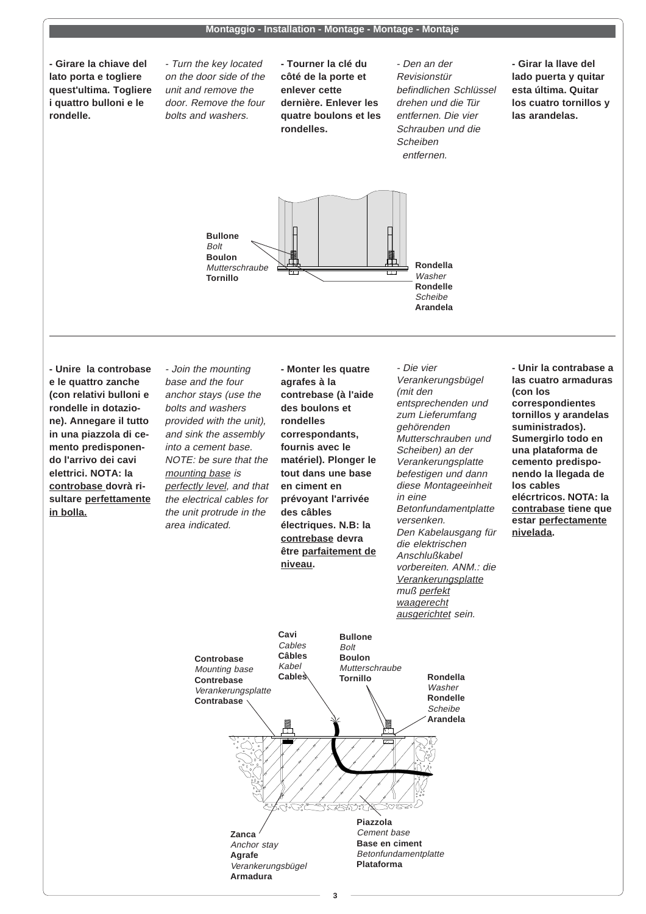## Montaggio - Installation - Montage - Montage - Montaje

**- Girare la chiave del lato porta e togliere quest'ultima. Togliere i quattro bulloni e le rondelle.**

*- Turn the key located on the door side of the unit and remove the door. Remove the four bolts and washers.*

**- Tourner la clé du côté de la porte et enlever cette dernière. Enlever les quatre boulons et les rondelles.**

*- Den an der Revisionstür befindlichen Schlüssel drehen und die Tür entfernen. Die vier Schrauben und die Scheiben entfernen.*

**- Girar la llave del lado puerta y quitar esta última. Quitar los cuatro tornillos y las arandelas.**

**Bullone**
*Bolt*
**Boulon**
*Mutterschraube*
**Tornillo**

**Rondella**
*Washer*
**Rondelle**
*Scheibe*
**Arandela**

---

**- Unire la controbase e le quattro zanche (con relativi bulloni e rondelle in dotazione). Annegare il tutto in una piazzola di cemento predisponendo l'arrivo dei cavi elettrici. NOTA: la <u>controbase</u> dovrà risultare <u>perfettamente in bolla.</u>**

*- Join the mounting base and the four anchor stays (use the bolts and washers provided with the unit), and sink the assembly into a cement base. NOTE: be sure that the <u>mounting base</u> is <u>perfectly level</u>, and that the electrical cables for the unit protrude in the area indicated.*

**- Monter les quatre agrafes à la contrebase (à l'aide des boulons et rondelles correspondants, fournis avec le matériel). Plonger le tout dans une base en ciment en prévoyant l'arrivée des câbles électriques. N.B: la <u>contrebase</u> devra être <u>parfaitement de niveau</u>.**

*- Die vier Verankerungsbügel (mit den entsprechenden und zum Lieferumfang gehörenden Mutterschrauben und Scheiben) an der Verankerungsplatte befestigen und dann diese Montageeinheit in eine Betonfundamentplatte versenken. Den Kabelausgang für die elektrischen Anschlußkabel vorbereiten. ANM.: die <u>Verankerungsplatte</u> muß <u>perfekt waagerecht ausgerichtet</u> sein.*

**- Unir la contrabase a las cuatro armaduras (con los correspondientes tornillos y arandelas suministrados). Sumergirlo todo en una plataforma de cemento predisponendo la llegada de los cables elécrtricos. NOTA: la <u>contrabase</u> tiene que estar <u>perfectamente nivelada</u>.**

**Controbase**
*Mounting base*
**Contrebase**
*Verankerungsplatte*
**Contrabase**

**Cavi**
*Cables*
**Câbles**
*Kabel*
**Cables**

**Bullone**
*Bolt*
**Boulon**
*Mutterschraube*
**Tornillo**

**Rondella**
*Washer*
**Rondelle**
*Scheibe*
**Arandela**

**Zanca**
*Anchor stay*
**Agrafe**
*Verankerungsbügel*
**Armadura**

**Piazzola**
*Cement base*
**Base en ciment**
*Betonfundamentplatte*
**Plataforma**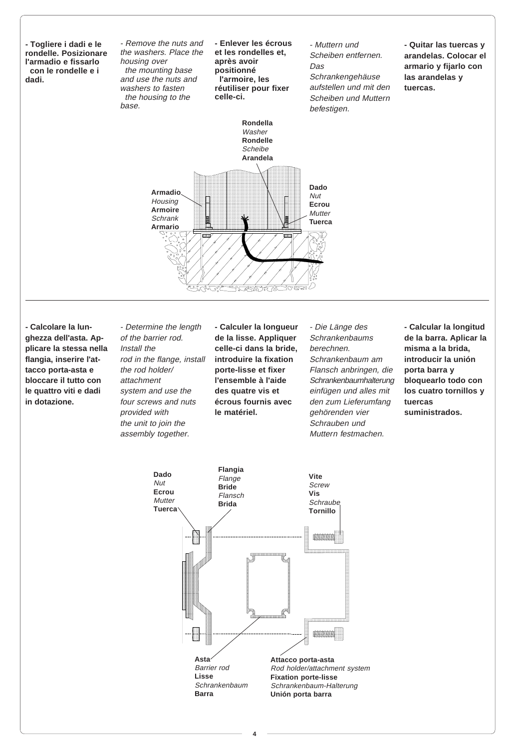**- Togliere i dadi e le rondelle. Posizionare l'armadio e fissarlo con le rondelle e i dadi.**

*- Remove the nuts and the washers. Place the housing over the mounting base and use the nuts and washers to fasten the housing to the base.*

**- Enlever les écrous et les rondelles et, après avoir positionné l'armoire, les réutiliser pour fixer celle-ci.**

*- Muttern und Scheiben entfernen. Das Schrankengehäuse aufstellen und mit den Scheiben und Muttern befestigen.*

**- Quitar las tuercas y arandelas. Colocar el armario y fijarlo con las arandelas y tuercas.**

**Rondella** *Washer* **Rondelle** *Scheibe* **Arandela**

**Armadio** *Housing* **Armoire** *Schrank* **Armario**

**Dado** *Nut* **Ecrou** *Mutter* **Tuerca**

---

**- Calcolare la lunghezza dell'asta. Applicare la stessa nella flangia, inserire l'attacco porta-asta e bloccare il tutto con le quattro viti e dadi in dotazione.**

*- Determine the length of the barrier rod. Install the rod in the flange, install the rod holder/attachment system and use the four screws and nuts provided with the unit to join the assembly together.*

**- Calculer la longueur de la lisse. Appliquer celle-ci dans la bride, introduire la fixation porte-lisse et fixer l'ensemble à l'aide des quatre vis et écrous fournis avec le matériel.**

*- Die Länge des Schrankenbaums berechnen. Schrankenbaum am Flansch anbringen, die Schrankenbaumhalterung einfügen und alles mit den zum Lieferumfang gehörenden vier Schrauben und Muttern festmachen.*

**- Calcular la longitud de la barra. Aplicar la misma a la brida, introducir la unión porta barra y bloquearlo todo con los cuatro tornillos y tuercas suministrados.**

**Dado** *Nut* **Ecrou** *Mutter* **Tuerca**

**Flangia** *Flange* **Bride** *Flansch* **Brida**

**Vite** *Screw* **Vis** *Schraube* **Tornillo**

**Asta** *Barrier rod* **Lisse** *Schrankenbaum* **Barra**

**Attacco porta-asta** *Rod holder/attachment system* **Fixation porte-lisse** *Schrankenbaum-Halterung* **Unión porta barra**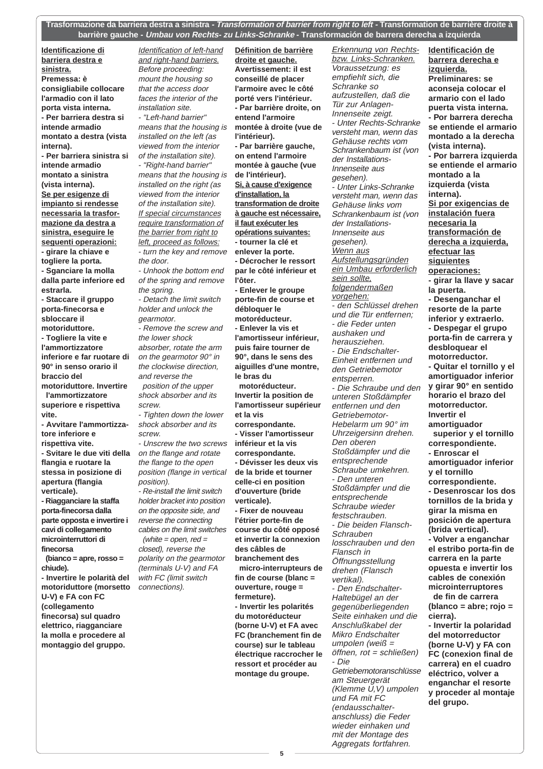**Trasformazione da barriera destra a sinistra -** ***Transformation of barrier from right to left*** **- Transformation de barrière droite à barrière gauche -** ***Umbau von Rechts- zu Links-Schranke*** **- Transformación de barrera derecha a izquierda**

**Identificazione di barriera destra e sinistra.**

**Premessa: è consigliabile collocare l'armadio con il lato porta vista interna.**
**- Per barriera destra si intende armadio montato a destra (vista interna).**
**- Per barriera sinistra si intende armadio montato a sinistra (vista interna).**

**Se per esigenze di impianto si rendesse necessaria la trasformazione da destra a sinistra, eseguire le seguenti operazioni:**

**- girare la chiave e togliere la porta.**
**- Sganciare la molla dalla parte inferiore ed estrarla.**
**- Staccare il gruppo porta-finecorsa e sbloccare il motoriduttore.**
**- Togliere la vite e l'ammortizzatore inferiore e far ruotare di 90° in senso orario il braccio del motoriduttore. Invertire l'ammortizzatore superiore e rispettiva vite.**
**- Avvitare l'ammortizzatore inferiore e rispettiva vite.**
**- Svitare le due viti della flangia e ruotare la stessa in posizione di apertura (flangia verticale).**
**- Riagganciare la staffa porta-finecorsa dalla parte opposta e invertire i cavi di collegamento microinterruttori di finecorsa (bianco = apre, rosso = chiude).**
**- Invertire le polarità del motoriduttore (morsetto U-V) e FA con FC (collegamento finecorsa) sul quadro elettrico, riagganciare la molla e procedere al montaggio del gruppo.**

*Identification of left-hand and right-hand barriers.*

*Before proceeding: mount the housing so that the access door faces the interior of the installation site.*
*- "Left-hand barrier" means that the housing is installed on the left (as viewed from the interior of the installation site).*
*- "Right-hand barrier" means that the housing is installed on the right (as viewed from the interior of the installation site).*

*If special circumstances require transformation of the barrier from right to left, proceed as follows:*

*- turn the key and remove the door.*
*- Unhook the bottom end of the spring and remove the spring.*
*- Detach the limit switch holder and unlock the gearmotor.*
*- Remove the screw and the lower shock absorber, rotate the arm on the gearmotor 90° in the clockwise direction, and reverse the position of the upper shock absorber and its screw.*
*- Tighten down the lower shock absorber and its screw.*
*- Unscrew the two screws on the flange and rotate the flange to the open position (flange in vertical position).*
*- Re-install the limit switch holder bracket into position on the opposite side, and reverse the connecting cables on the limit switches (white = open, red = closed), reverse the polarity on the gearmotor (terminals U-V) and FA with FC (limit switch connections).*

**Définition de barrière droite et gauche.**

**Avertissement: il est conseillé de placer l'armoire avec le côté porté vers l'intérieur.**
**- Par barrière droite, on entend l'armoire montée à droite (vue de l'intérieur).**
**- Par barrière gauche, on entend l'armoire montée à gauche (vue de l'intérieur).**

**Si, à cause d'exigence d'installation, la transformation de droite à gauche est nécessaire, il faut exécuter les opérations suivantes:**

**- tourner la clé et enlever la porte.**
**- Décrocher le ressort par le côté inférieur et l'ôter.**
**- Enlever le groupe porte-fin de course et débloquer le motoréducteur.**
**- Enlever la vis et l'amortisseur inférieur, puis faire tourner de 90°, dans le sens des aiguilles d'une montre, le bras du motoréducteur. Invertir la position de l'amortisseur supérieur et la vis correspondante.**
**- Visser l'amortisseur inférieur et la vis correspondante.**
**- Dévisser les deux vis de la bride et tourner celle-ci en position d'ouverture (bride verticale).**
**- Fixer de nouveau l'étrier porte-fin de course du côté opposé et invertir la connexion des câbles de branchement des micro-interrupteurs de fin de course (blanc = ouverture, rouge = fermeture).**
**- Invertir les polarités du motoréducteur (borne U-V) et FA avec FC (branchement fin de course) sur le tableau électrique raccrocher le ressort et procéder au montage du groupe.**

*Erkennung von Rechts- bzw. Links-Schranken.*

*Voraussetzung: es empfiehlt sich, die Schranke so aufzustellen, daß die Tür zur Anlagen-Innenseite zeigt.*
*- Unter Rechts-Schranke versteht man, wenn das Gehäuse rechts vom Schrankenbaum ist (von der Installations-Innenseite aus gesehen).*
*- Unter Links-Schranke versteht man, wenn das Gehäuse links vom Schrankenbaum ist (von der Installations-Innenseite aus gesehen).*

*Wenn aus Aufstellungsgründen ein Umbau erforderlich sein sollte, folgendermaßen vorgehen:*

*- den Schlüssel drehen und die Tür entfernen;*
*- die Feder unten aushaken und herausziehen.*
*- Die Endschalter-Einheit entfernen und den Getriebemotor entsperren.*
*- Die Schraube und den unteren Stoßdämpfer entfernen und den Getriebemotor-Hebelarm um 90° im Uhrzeigersinn drehen. Den oberen Stoßdämpfer und die entsprechende Schraube umkehren.*
*- Den unteren Stoßdämpfer und die entsprechende Schraube wieder festschrauben.*
*- Die beiden Flansch-Schrauben losschrauben und den Flansch in Öffnungsstellung drehen (Flansch vertikal).*
*- Den Endschalter-Haltebügel an der gegenüberliegenden Seite einhaken und die Anschlußkabel der Mikro Endschalter umpolen (weiß = öffnen, rot = schließen)*
*- Die Getriebemotoranschlüsse am Steuergerät (Klemme U,V) umpolen und FA mit FC (endausschalter-anschluss) die Feder wieder einhaken und mit der Montage des Aggregats fortfahren.*

**Identificación de barrera derecha e izquierda.**

**Preliminares: se aconseja colocar el armario con el lado puerta vista interna.**
**- Por barrera derecha se entiende el armario montado a la derecha (vista interna).**
**- Por barrera izquierda se entiende el armario montado a la izquierda (vista interna).**

**Si por exigencias de instalación fuera necesaria la transformación de derecha a izquierda, efectuar las siguientes operaciones:**

**- girar la llave y sacar la puerta.**
**- Desenganchar el resorte de la parte inferior y extraerlo.**
**- Despegar el grupo porta-fin de carrera y desbloquear el motorreductor.**
**- Quitar el tornillo y el amortiguador inferior y girar 90° en sentido horario el brazo del motorreductor. Invertir el amortiguador superior y el tornillo correspondiente.**
**- Enroscar el amortiguador inferior y el tornillo correspondiente.**
**- Desenroscar los dos tornillos de la brida y girar la misma en posición de apertura (brida vertical).**
**- Volver a enganchar el estribo porta-fin de carrera en la parte opuesta e invertir los cables de conexión microinterruptores de fin de carrera (blanco = abre; rojo = cierra).**
**- Invertir la polaridad del motorreductor (borne U-V) y FA con FC (conexion final de carrera) en el cuadro eléctrico, volver a enganchar el resorte y proceder al montaje del grupo.**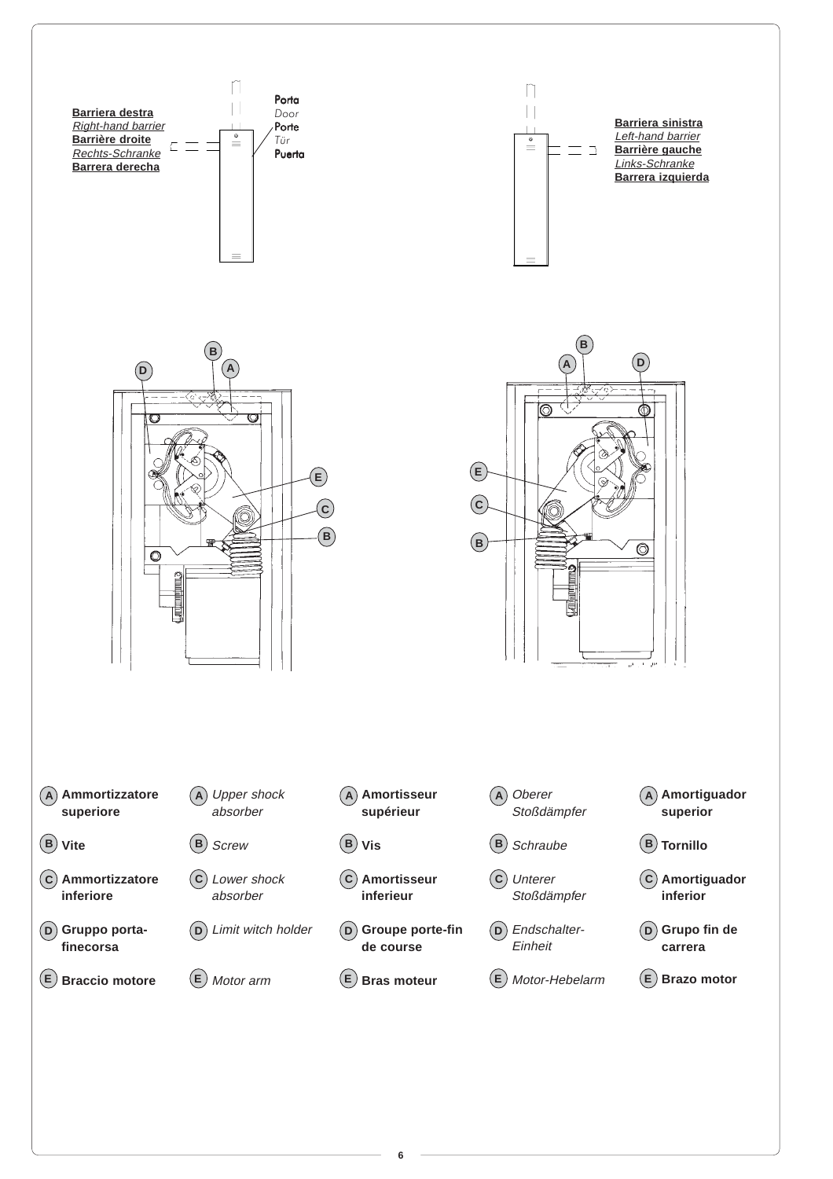**Barriera destra**
*Right-hand barrier*
**Barrière droite**
*Rechts-Schranke*
**Barrera derecha**

Porta
*Door*
Porte
*Tür*
Puerta

**Barriera sinistra**
*Left-hand barrier*
**Barrière gauche**
*Links-Schranke*
**Barrera izquierda**

| | Italiano | English | Français | Deutsch | Español |
|---|---|---|---|---|---|
| A | **Ammortizzatore superiore** | *Upper shock absorber* | **Amortisseur supérieur** | *Oberer Stoßdämpfer* | **Amortiguador superior** |
| B | **Vite** | *Screw* | **Vis** | *Schraube* | **Tornillo** |
| C | **Ammortizzatore inferiore** | *Lower shock absorber* | **Amortisseur inferieur** | *Unterer Stoßdämpfer* | **Amortiguador inferior** |
| D | **Gruppo porta-finecorsa** | *Limit witch holder* | **Groupe porte-fin de course** | *Endschalter-Einheit* | **Grupo fin de carrera** |
| E | **Braccio motore** | *Motor arm* | **Bras moteur** | *Motor-Hebelarm* | **Brazo motor** |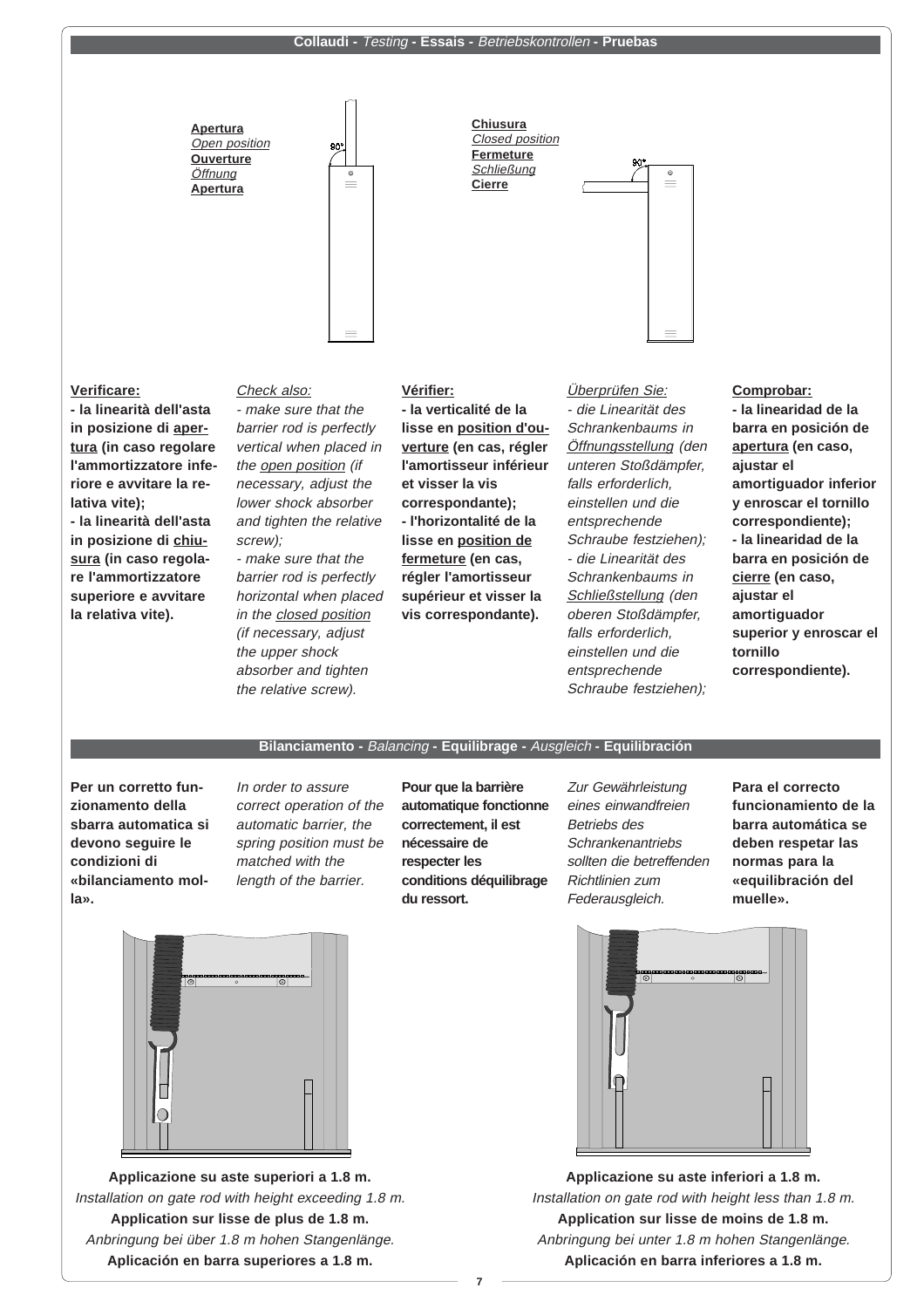## Collaudi - *Testing* - Essais - *Betriebskontrollen* - Pruebas

**Apertura**
*Open position*
**Ouverture**
*Öffnung*
**Apertura**

90°

**Chiusura**
*Closed position*
**Fermeture**
*Schließung*
**Cierre**

90°

**Verificare:**
**- la linearità dell'asta in posizione di <u>apertura</u> (in caso regolare l'ammortizzatore inferiore e avvitare la relativa vite);**
**- la linearità dell'asta in posizione di <u>chiusura</u> (in caso regolare l'ammortizzatore superiore e avvitare la relativa vite).**

*Check also:*
*- make sure that the barrier rod is perfectly vertical when placed in the <u>open position</u> (if necessary, adjust the lower shock absorber and tighten the relative screw);*
*- make sure that the barrier rod is perfectly horizontal when placed in the <u>closed position</u> (if necessary, adjust the upper shock absorber and tighten the relative screw).*

**Vérifier:**
**- la verticalité de la lisse en <u>position d'ouverture</u> (en cas, régler l'amortisseur inférieur et visser la vis correspondante);**
**- l'horizontalité de la lisse en <u>position de fermeture</u> (en cas, régler l'amortisseur supérieur et visser la vis correspondante).**

*Überprüfen Sie:*
*- die Linearität des Schrankenbaums in <u>Öffnungsstellung</u> (den unteren Stoßdämpfer, falls erforderlich, einstellen und die entsprechende Schraube festziehen);*
*- die Linearität des Schrankenbaums in <u>Schließstellung</u> (den oberen Stoßdämpfer, falls erforderlich, einstellen und die entsprechende Schraube festziehen);*

**Comprobar:**
**- la linearidad de la barra en posición de <u>apertura</u> (en caso, ajustar el amortiguador inferior y enroscar el tornillo correspondiente);**
**- la linearidad de la barra en posición de <u>cierre</u> (en caso, ajustar el amortiguador superior y enroscar el tornillo correspondiente).**

## Bilanciamento - *Balancing* - Equilibrage - *Ausgleich* - Equilibración

**Per un corretto funzionamento della sbarra automatica si devono seguire le condizioni di «bilanciamento molla».**

*In order to assure correct operation of the automatic barrier, the spring position must be matched with the length of the barrier.*

**Pour que la barrière automatique fonctionne correctement, il est nécessaire de respecter les conditions déquilibrage du ressort.**

*Zur Gewährleistung eines einwandfreien Betriebs des Schrankenantriebs sollten die betreffenden Richtlinien zum Federausgleich.*

**Para el correcto funcionamiento de la barra automática se deben respetar las normas para la «equilibración del muelle».**

**Applicazione su aste superiori a 1.8 m.**
*Installation on gate rod with height exceeding 1.8 m.*
**Application sur lisse de plus de 1.8 m.**
*Anbringung bei über 1.8 m hohen Stangenlänge.*
**Aplicación en barra superiores a 1.8 m.**

**Applicazione su aste inferiori a 1.8 m.**
*Installation on gate rod with height less than 1.8 m.*
**Application sur lisse de moins de 1.8 m.**
*Anbringung bei unter 1.8 m hohen Stangenlänge.*
**Aplicación en barra inferiores a 1.8 m.**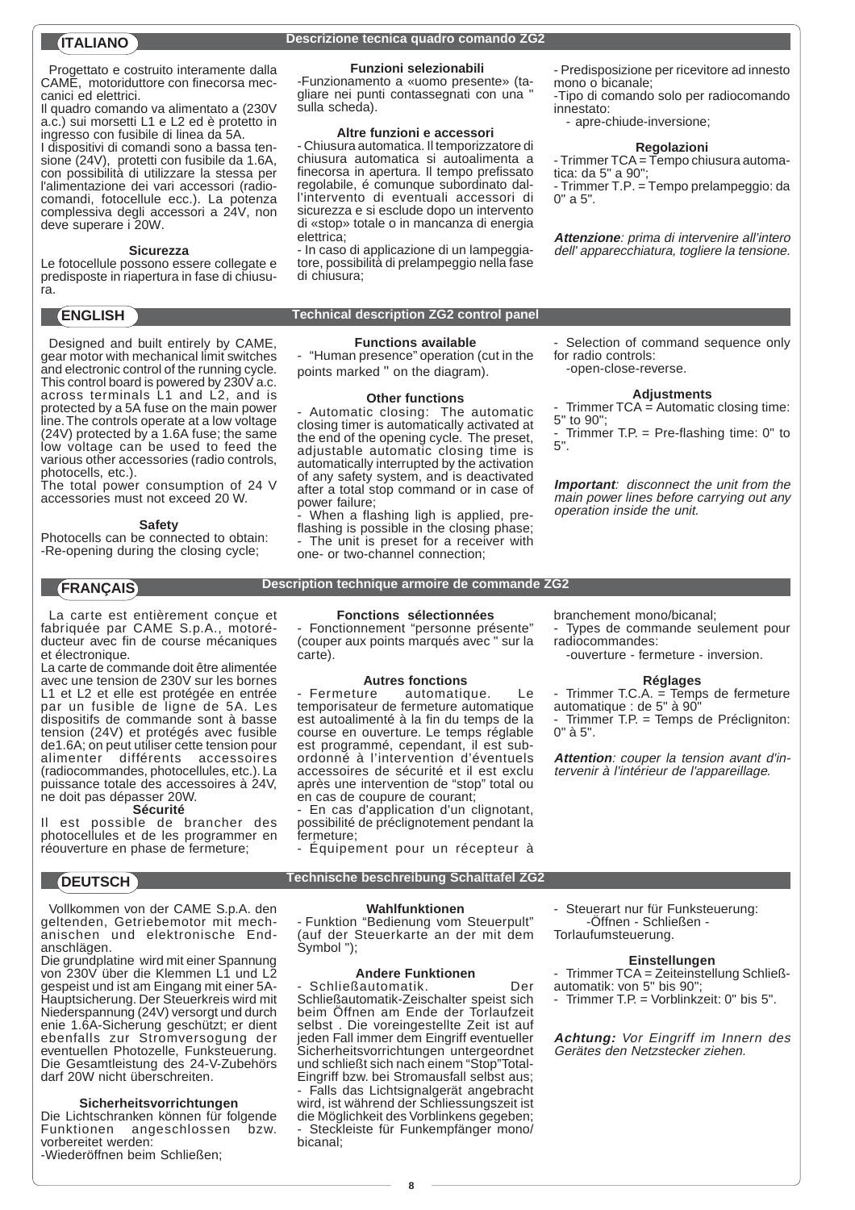## ITALIANO

### Descrizione tecnica quadro comando ZG2

Progettato e costruito interamente dalla CAME, motoriduttore con finecorsa meccanici ed elettrici.
Il quadro comando va alimentato a (230V a.c.) sui morsetti L1 e L2 ed è protetto in ingresso con fusibile di linea da 5A.
I dispositivi di comandi sono a bassa tensione (24V), protetti con fusibile da 1.6A, con possibilità di utilizzare la stessa per l'alimentazione dei vari accessori (radiocomandi, fotocellule ecc.). La potenza complessiva degli accessori a 24V, non deve superare i 20W.

**Sicurezza**
Le fotocellule possono essere collegate e predisposte in riapertura in fase di chiusura.

**Funzioni selezionabili**
-Funzionamento a «uomo presente» (tagliare nei punti contassegnati con una " sulla scheda).

**Altre funzioni e accessori**
- Chiusura automatica. Il temporizzatore di chiusura automatica si autoalimenta a finecorsa in apertura. Il tempo prefissato regolabile, é comunque subordinato dall'intervento di eventuali accessori di sicurezza e si esclude dopo un intervento di «stop» totale o in mancanza di energia elettrica;
- In caso di applicazione di un lampeggiatore, possibilità di prelampeggio nella fase di chiusura;
- Predisposizione per ricevitore ad innesto mono o bicanale;
-Tipo di comando solo per radiocomando innestato:
  - apre-chiude-inversione;

**Regolazioni**
- Trimmer TCA = Tempo chiusura automatica: da 5" a 90";
- Trimmer T.P. = Tempo prelampeggio: da 0" a 5".

***Attenzione**: prima di intervenire all'intero dell' apparecchiatura, togliere la tensione.*

## ENGLISH

### Technical description ZG2 control panel

Designed and built entirely by CAME, gear motor with mechanical limit switches and electronic control of the running cycle. This control board is powered by 230V a.c. across terminals L1 and L2, and is protected by a 5A fuse on the main power line. The controls operate at a low voltage (24V) protected by a 1.6A fuse; the same low voltage can be used to feed the various other accessories (radio controls, photocells, etc.).
The total power consumption of 24 V accessories must not exceed 20 W.

**Safety**
Photocells can be connected to obtain:
-Re-opening during the closing cycle;

**Functions available**
- "Human presence" operation (cut in the points marked " on the diagram).

**Other functions**
- Automatic closing: The automatic closing timer is automatically activated at the end of the opening cycle. The preset, adjustable automatic closing time is automatically interrupted by the activation of any safety system, and is deactivated after a total stop command or in case of power failure;
- When a flashing ligh is applied, pre-flashing is possible in the closing phase;
- The unit is preset for a receiver with one- or two-channel connection;
- Selection of command sequence only for radio controls:
  -open-close-reverse.

**Adjustments**
- Trimmer TCA = Automatic closing time: 5" to 90";
- Trimmer T.P. = Pre-flashing time: 0" to 5".

***Important**: disconnect the unit from the main power lines before carrying out any operation inside the unit.*

## FRANÇAIS

### Description technique armoire de commande ZG2

La carte est entièrement conçue et fabriquée par CAME S.p.A., motoréducteur avec fin de course mécaniques et électronique.
La carte de commande doit être alimentée avec une tension de 230V sur les bornes L1 et L2 et elle est protégée en entrée par un fusible de ligne de 5A. Les dispositifs de commande sont à basse tension (24V) et protégés avec fusible de1.6A; on peut utiliser cette tension pour alimenter différents accessoires (radiocommandes, photocellules, etc.). La puissance totale des accessoires à 24V, ne doit pas dépasser 20W.

**Sécurité**
Il est possible de brancher des photocellules et de les programmer en réouverture en phase de fermeture;

**Fonctions sélectionnées**
- Fonctionnement "personne présente" (couper aux points marqués avec " sur la carte).

**Autres fonctions**
- Fermeture automatique. Le temporisateur de fermeture automatique est autoalimenté à la fin du temps de la course en ouverture. Le temps réglable est programmé, cependant, il est subordonné à l'intervention d'éventuels accessoires de sécurité et il est exclu après une intervention de "stop" total ou en cas de coupure de courant;
- En cas d'application d'un clignotant, possibilité de préclignotement pendant la fermeture;
- Équipement pour un récepteur à branchement mono/bicanal;
- Types de commande seulement pour radiocommandes:
  -ouverture - fermeture - inversion.

**Réglages**
- Trimmer T.C.A. = Temps de fermeture automatique : de 5" à 90"
- Trimmer T.P. = Temps de Préclignoton: 0" à 5".

***Attention**: couper la tension avant d'intervenir à l'intérieur de l'appareillage.*

## DEUTSCH

### Technische beschreibung Schalttafel ZG2

Vollkommen von der CAME S.p.A. den geltenden, Getriebemotor mit mechanischen und elektronische Endanschlägen.
Die grundplatine wird mit einer Spannung von 230V über die Klemmen L1 und L2 gespeist und ist am Eingang mit einer 5A-Hauptsicherung. Der Steuerkreis wird mit Niederspannung (24V) versorgt und durch enie 1.6A-Sicherung geschützt; er dient ebenfalls zur Stromversogung der eventuellen Photozelle, Funksteuerung. Die Gesamtleistung des 24-V-Zubehörs darf 20W nicht überschreiten.

**Sicherheitsvorrichtungen**
Die Lichtschranken können für folgende Funktionen angeschlossen bzw. vorbereitet werden:
-Wiederöffnen beim Schließen;

**Wahlfunktionen**
- Funktion "Bedienung vom Steuerpult" (auf der Steuerkarte an der mit dem Symbol ");

**Andere Funktionen**
- Schließautomatik. Der Schließautomatik-Zeischalter speist sich beim Öffnen am Ende der Torlaufzeit selbst . Die voreingestellte Zeit ist auf jeden Fall immer dem Eingriff eventueller Sicherheitsvorrichtungen untergeordnet und schließt sich nach einem "Stop"Total-Eingriff bzw. bei Stromausfall selbst aus;
- Falls das Lichtsignalgerät angebracht wird, ist während der Schliessungszeit ist die Möglichkeit des Vorblinkens gegeben;
- Steckleiste für Funkempfänger mono/bicanal;
- Steuerart nur für Funksteuerung:
  -Öffnen - Schließen - Torlaufumsteuerung.

**Einstellungen**
- Trimmer TCA = Zeiteinstellung Schließautomatik: von 5" bis 90";
- Trimmer T.P. = Vorblinkzeit: 0" bis 5".

***Achtung:** Vor Eingriff im Innern des Gerätes den Netzstecker ziehen.*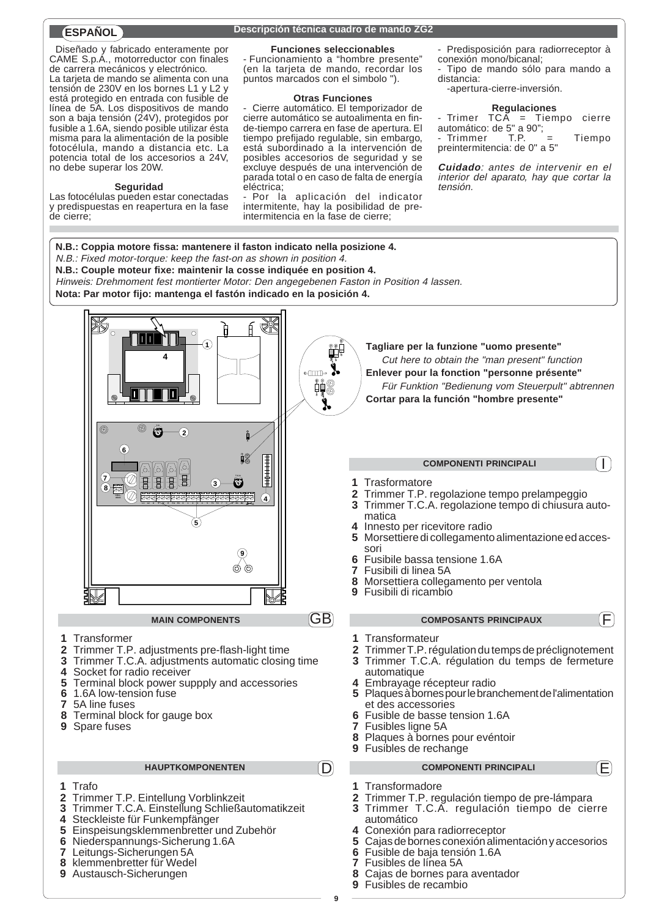## ESPAÑOL — Descripción técnica cuadro de mando ZG2

Diseñado y fabricado enteramente por CAME S.p.A., motorreductor con finales de carrera mecánicos y electrónico.
La tarjeta de mando se alimenta con una tensión de 230V en los bornes L1 y L2 y está protegido en entrada con fusible de línea de 5A. Los dispositivos de mando son a baja tensión (24V), protegidos por fusible a 1.6A, siendo posible utilizar ésta misma para la alimentación de la posible fotocélula, mando a distancia etc. La potencia total de los accesorios a 24V, no debe superar los 20W.

### Seguridad

Las fotocélulas pueden estar conectadas y predispuestas en reapertura en la fase de cierre;

### Funciones seleccionables

- Funcionamiento a "hombre presente" (en la tarjeta de mando, recordar los puntos marcados con el simbolo ").

### Otras Funciones

- Cierre automático. El temporizador de cierre automático se autoalimenta en fin-de-tiempo carrera en fase de apertura. El tiempo prefijado regulable, sin embargo, está subordinado a la intervención de posibles accesorios de seguridad y se excluye después de una intervención de parada total o en caso de falta de energía eléctrica;
- Por la aplicación del indicator intermitente, hay la posibilidad de pre-intermitencia en la fase de cierre;
- Predisposición para radiorreceptor à conexión mono/bicanal;
- Tipo de mando sólo para mando a distancia:
  -apertura-cierre-inversión.

### Regulaciones

- Trimer TCA = Tiempo cierre automático: de 5" a 90";
- Trimmer T.P. = Tiempo preintermitencia: de 0" a 5"

***Cuidado****: antes de intervenir en el interior del aparato, hay que cortar la tensión.*

**N.B.: Coppia motore fissa: mantenere il faston indicato nella posizione 4.**
*N.B.: Fixed motor-torque: keep the fast-on as shown in position 4.*
**N.B.: Couple moteur fixe: maintenir la cosse indiquée en position 4.**
*Hinweis: Drehmoment fest montierter Motor: Den angegebenen Faston in Position 4 lassen.*
**Nota: Par motor fijo: mantenga el fastón indicado en la posición 4.**

**Tagliare per la funzione "uomo presente"**
*Cut here to obtain the "man present" function*
**Enlever pour la fonction "personne présente"**
*Für Funktion "Bedienung vom Steuerpult" abtrennen*
**Cortar para la función "hombre presente"**

### COMPONENTI PRINCIPALI (I)

1. Trasformatore
2. Trimmer T.P. regolazione tempo prelampeggio
3. Trimmer T.C.A. regolazione tempo di chiusura automatica
4. Innesto per ricevitore radio
5. Morsettiere di collegamento alimentazione ed accessori
6. Fusibile bassa tensione 1.6A
7. Fusibili di linea 5A
8. Morsettiera collegamento per ventola
9. Fusibili di ricambio

### MAIN COMPONENTS (GB)

1. Transformer
2. Trimmer T.P. adjustments pre-flash-light time
3. Trimmer T.C.A. adjustments automatic closing time
4. Socket for radio receiver
5. Terminal block power suppply and accessories
6. 1.6A low-tension fuse
7. 5A line fuses
8. Terminal block for gauge box
9. Spare fuses

### COMPOSANTS PRINCIPAUX (F)

1. Transformateur
2. Trimmer T.P. régulation du temps de préclignotement
3. Trimmer T.C.A. régulation du temps de fermeture automatique
4. Embrayage récepteur radio
5. Plaques à bornes pour le branchement de l'alimentation et des accessoires
6. Fusible de basse tension 1.6A
7. Fusibles ligne 5A
8. Plaques à bornes pour evéntoir
9. Fusibles de rechange

### HAUPTKOMPONENTEN (D)

1. Trafo
2. Trimmer T.P. Eintellung Vorblinkzeit
3. Trimmer T.C.A. Einstellung Schließautomatikzeit
4. Steckleiste für Funkempfänger
5. Einspeisungsklemmenbretter und Zubehör
6. Niederspannungs-Sicherung 1.6A
7. Leitungs-Sicherungen 5A
8. klemmenbretter für Wedel
9. Austausch-Sicherungen

### COMPONENTI PRINCIPALI (E)

1. Transformadore
2. Trimmer T.P. regulación tiempo de pre-lámpara
3. Trimmer T.C.A. regulación tiempo de cierre automático
4. Conexión para radiorreceptor
5. Cajas de bornes conexión alimentación y accesorios
6. Fusible de baja tensión 1.6A
7. Fusibles de línea 5A
8. Cajas de bornes para aventador
9. Fusibles de recambio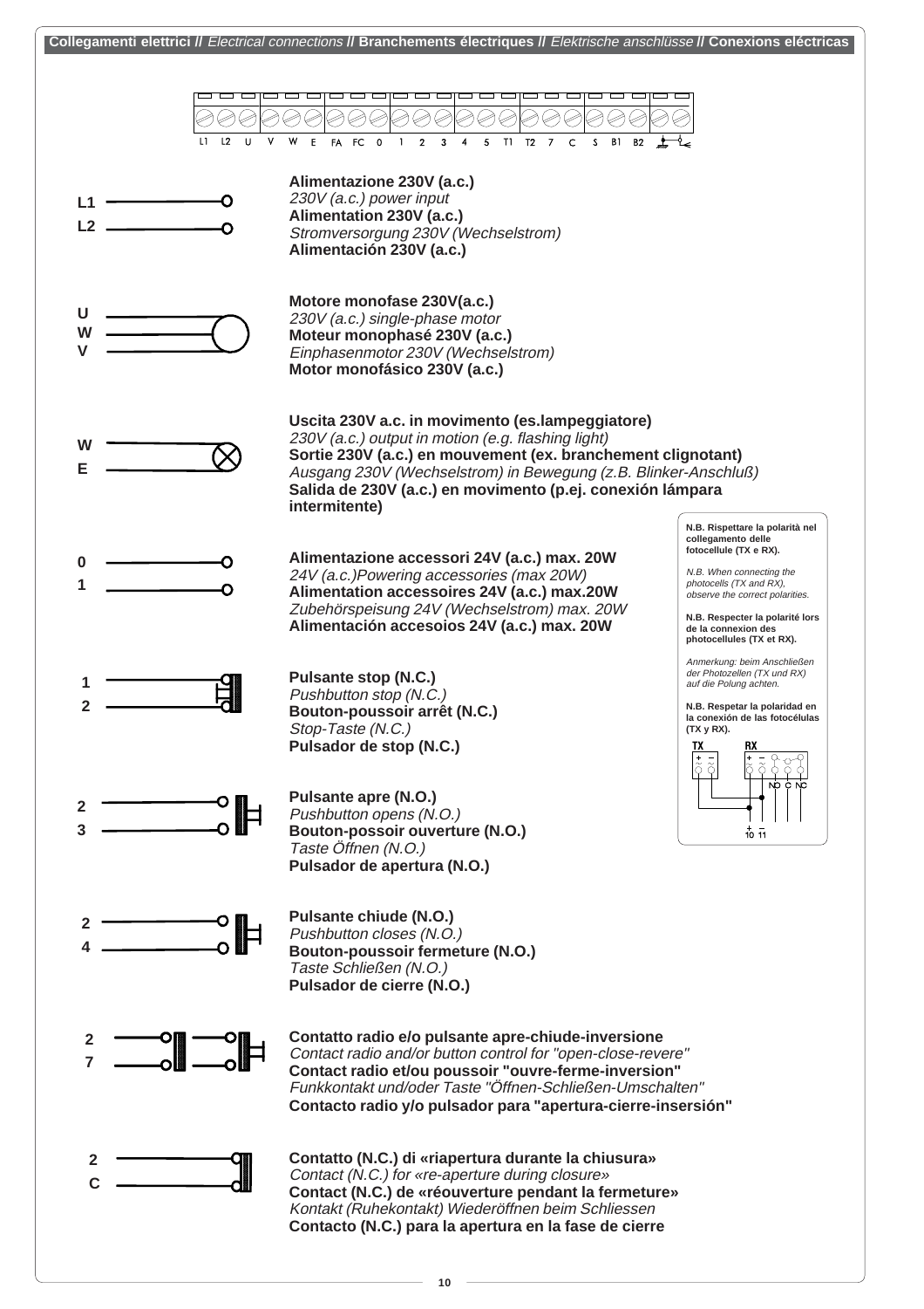## **Collegamenti elettrici //** *Electrical connections* **// Branchements électriques //** *Elektrische anschlüsse* **// Conexions eléctricas**

L1 L2 U V W E FA FC 0 1 2 3 4 5 T1 T2 7 C S B1 B2

**L1 – L2**

**Alimentazione 230V (a.c.)**
*230V (a.c.) power input*
**Alimentation 230V (a.c.)**
*Stromversorgung 230V (Wechselstrom)*
**Alimentación 230V (a.c.)**

**U – W – V**

**Motore monofase 230V(a.c.)**
*230V (a.c.) single-phase motor*
**Moteur monophasé 230V (a.c.)**
*Einphasenmotor 230V (Wechselstrom)*
**Motor monofásico 230V (a.c.)**

**W – E**

**Uscita 230V a.c. in movimento (es.lampeggiatore)**
*230V (a.c.) output in motion (e.g. flashing light)*
**Sortie 230V (a.c.) en mouvement (ex. branchement clignotant)**
*Ausgang 230V (Wechselstrom) in Bewegung (z.B. Blinker-Anschluß)*
**Salida de 230V (a.c.) en movimento (p.ej. conexión lámpara intermitente)**

**0 – 1**

**Alimentazione accessori 24V (a.c.) max. 20W**
*24V (a.c.)Powering accessories (max 20W)*
**Alimentation accessoires 24V (a.c.) max.20W**
*Zubehörspeisung 24V (Wechselstrom) max. 20W*
**Alimentación accesoios 24V (a.c.) max. 20W**

**N.B. Rispettare la polarità nel collegamento delle fotocellule (TX e RX).**

*N.B. When connecting the photocells (TX and RX), observe the correct polarities.*

**N.B. Respecter la polarité lors de la connexion des photocellules (TX et RX).**

*Anmerkung: beim Anschließen der Photozellen (TX und RX) auf die Polung achten.*

**N.B. Respetar la polaridad en la conexión de las fotocélulas (TX y RX).**

TX RX NO C NC + 10 – 11

**1 – 2**

**Pulsante stop (N.C.)**
*Pushbutton stop (N.C.)*
**Bouton-poussoir arrêt (N.C.)**
*Stop-Taste (N.C.)*
**Pulsador de stop (N.C.)**

**2 – 3**

**Pulsante apre (N.O.)**
*Pushbutton opens (N.O.)*
**Bouton-possoir ouverture (N.O.)**
*Taste Öffnen (N.O.)*
**Pulsador de apertura (N.O.)**

**2 – 4**

**Pulsante chiude (N.O.)**
*Pushbutton closes (N.O.)*
**Bouton-poussoir fermeture (N.O.)**
*Taste Schließen (N.O.)*
**Pulsador de cierre (N.O.)**

**2 – 7**

**Contatto radio e/o pulsante apre-chiude-inversione**
*Contact radio and/or button control for "open-close-revere"*
**Contact radio et/ou poussoir "ouvre-ferme-inversion"**
*Funkkontakt und/oder Taste "Öffnen-Schließen-Umschalten"*
**Contacto radio y/o pulsador para "apertura-cierre-inserción"**

**2 – C**

**Contatto (N.C.) di «riapertura durante la chiusura»**
*Contact (N.C.) for «re-aperture during closure»*
**Contact (N.C.) de «réouverture pendant la fermeture»**
*Kontakt (Ruhekontakt) Wiederöffnen beim Schliessen*
**Contacto (N.C.) para la apertura en la fase de cierre**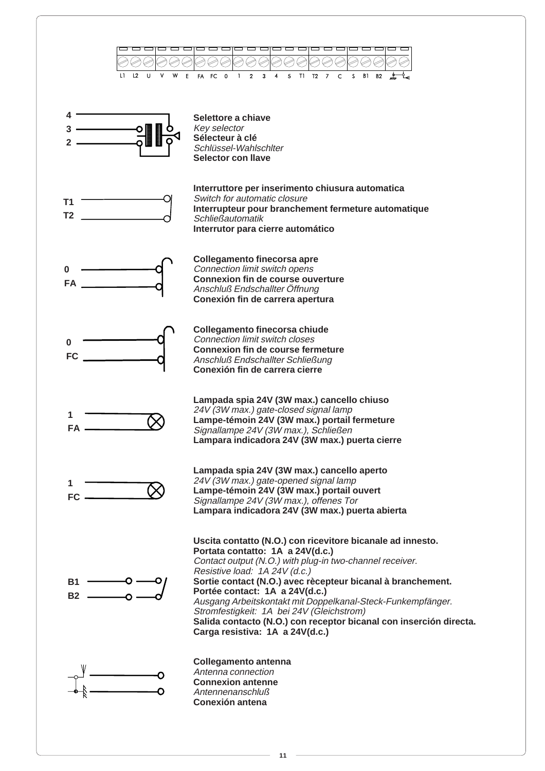L1 L2 U V W E FA FC 0 1 2 3 4 5 T1 T2 7 C S B1 B2

4
3
2

**Selettore a chiave**
*Key selector*
**Sélecteur à clé**
*Schlüssel-Wahlschlter*
**Selector con llave**

T1
T2

**Interruttore per inserimento chiusura automatica**
*Switch for automatic closure*
**Interrupteur pour branchement fermeture automatique**
*Schließautomatik*
**Interrutor para cierre automático**

0
FA

**Collegamento finecorsa apre**
*Connection limit switch opens*
**Connexion fin de course ouverture**
*Anschluß Endschallter Öffnung*
**Conexión fin de carrera apertura**

0
FC

**Collegamento finecorsa chiude**
*Connection limit switch closes*
**Connexion fin de course fermeture**
*Anschluß Endschallter Schließung*
**Conexión fin de carrera cierre**

1
FA

**Lampada spia 24V (3W max.) cancello chiuso**
*24V (3W max.) gate-closed signal lamp*
**Lampe-témoin 24V (3W max.) portail fermeture**
*Signallampe 24V (3W max.), Schließen*
**Lampara indicadora 24V (3W max.) puerta cierre**

1
FC

**Lampada spia 24V (3W max.) cancello aperto**
*24V (3W max.) gate-opened signal lamp*
**Lampe-témoin 24V (3W max.) portail ouvert**
*Signallampe 24V (3W max.), offenes Tor*
**Lampara indicadora 24V (3W max.) puerta abierta**

B1
B2

**Uscita contatto (N.O.) con ricevitore bicanale ad innesto.**
**Portata contatto: 1A a 24V(d.c.)**
*Contact output (N.O.) with plug-in two-channel receiver.*
*Resistive load: 1A 24V (d.c.)*
**Sortie contact (N.O.) avec rècepteur bicanal à branchement.**
**Portée contact: 1A a 24V(d.c.)**
*Ausgang Arbeitskontakt mit Doppelkanal-Steck-Funkempfänger.*
*Stromfestigkeit: 1A bei 24V (Gleichstrom)*
**Salida contacto (N.O.) con receptor bicanal con inserción directa.**
**Carga resistiva: 1A a 24V(d.c.)**

**Collegamento antenna**
*Antenna connection*
**Connexion antenne**
*Antennenanschluß*
**Conexión antena**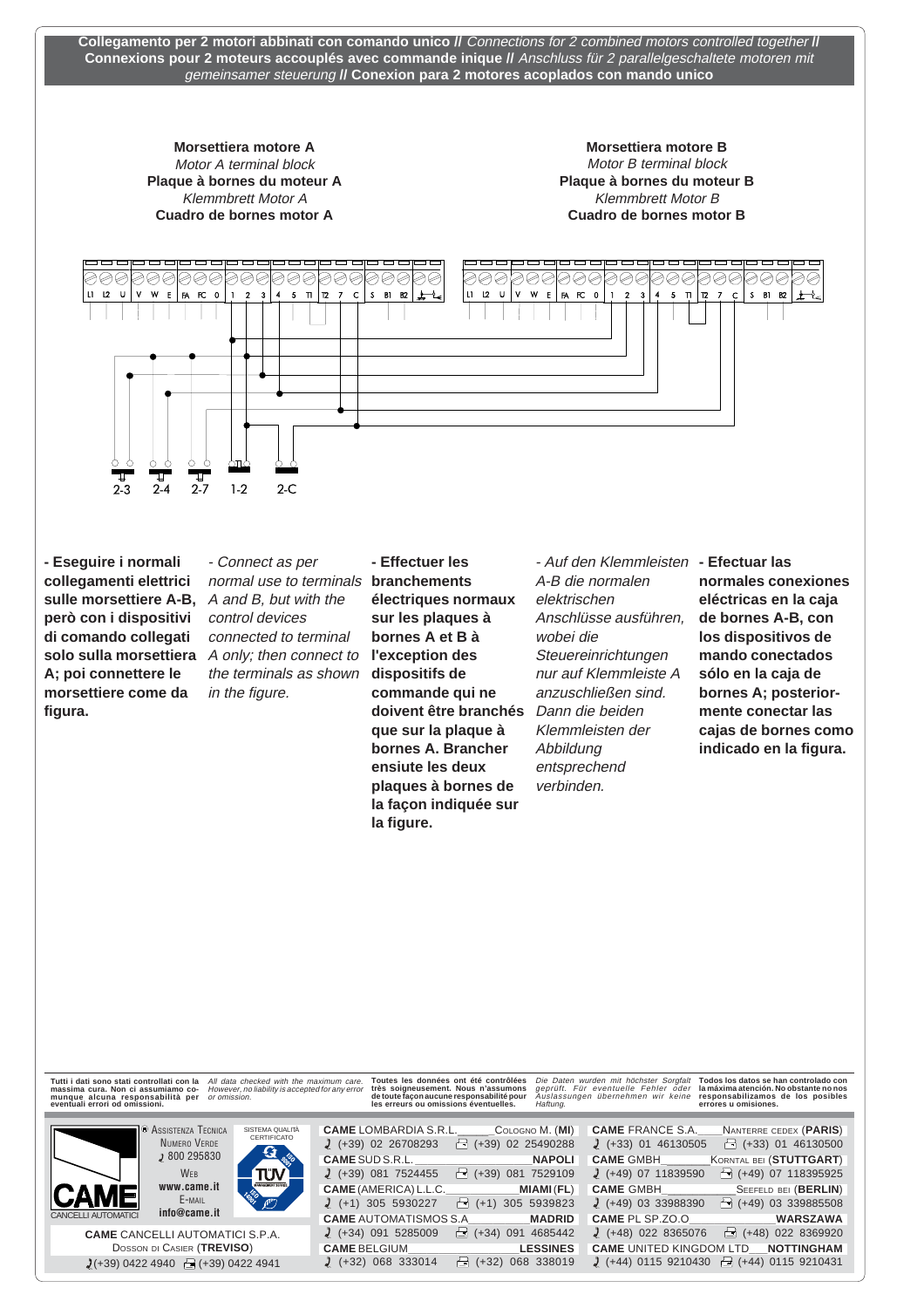## Collegamento per 2 motori abbinati con comando unico // *Connections for 2 combined motors controlled together* // Connexions pour 2 moteurs accouplés avec commande inique // *Anschluss für 2 parallelgeschaltete motoren mit gemeinsamer steuerung* // Conexion para 2 motores acoplados con mando unico

**Morsettiera motore A**
*Motor A terminal block*
**Plaque à bornes du moteur A**
*Klemmbrett Motor A*
**Cuadro de bornes motor A**

**Morsettiera motore B**
*Motor B terminal block*
**Plaque à bornes du moteur B**
*Klemmbrett Motor B*
**Cuadro de bornes motor B**

L1 L2 U V W E FA FC 0 1 2 3 4 5 T1 T2 7 C S B1 B2

L1 L2 U V W E FA FC 0 1 2 3 4 5 T1 T2 7 C S B1 B2

2-3 2-4 2-7 1-2 2-C

**- Eseguire i normali collegamenti elettrici sulle morsettiere A-B, però con i dispositivi di comando collegati solo sulla morsettiera A; poi connettere le morsettiere come da figura.**

*- Connect as per normal use to terminals A and B, but with the control devices connected to terminal A only; then connect to the terminals as shown in the figure.*

**- Effectuer les branchements électriques normaux sur les plaques à bornes A et B à l'exception des dispositifs de commande qui ne doivent être branchés que sur la plaque à bornes A. Brancher ensuite les deux plaques à bornes de la façon indiquée sur la figure.**

*- Auf den Klemmleisten A-B die normalen elektrischen Anschlüsse ausführen, wobei die Steuereinrichtungen nur auf Klemmleiste A anzuschließen sind. Dann die beiden Klemmleisten der Abbildung entsprechend verbinden.*

**- Efectuar las normales conexiones eléctricas en la caja de bornes A-B, con los dispositivos de mando conectados sólo en la caja de bornes A; posteriormente conectar las cajas de bornes como indicado en la figura.**

**Tutti i dati sono stati controllati con la massima cura. Non ci assumiamo comunque alcuna responsabilità per eventuali errori od omissioni.**
*All data checked with the maximum care. However, no liability is accepted for any error or omission.*
**Toutes les données ont été contrôlées très soigneusement. Nous n'assumons de toute façon aucune responsabilité pour les erreurs ou omissions éventuelles.**
*Die Daten wurden mit höchster Sorgfalt geprüft. Für eventuelle Fehler oder Auslassungen übernehmen wir keine Haftung.*
**Todos los datos se han controlado con la máxima atención. No obstante no nos responsabilizamos de los posibles errores u omisiones.**

CAME CANCELLI AUTOMATICI

ASSISTENZA TECNICA
NUMERO VERDE 800 295830
WEB www.came.it
E-MAIL info@came.it

SISTEMA QUALITÀ CERTIFICATO

**CAME** CANCELLI AUTOMATICI S.P.A.
DOSSON DI CASIER (**TREVISO**)
(+39) 0422 4940 (+39) 0422 4941

| | | | |
|---|---|---|---|
| **CAME** LOMBARDIA S.R.L. COLOGNO M. (**MI**) | | **CAME** FRANCE S.A. NANTERRE CEDEX (**PARIS**) | |
| (+39) 02 26708293 | (+39) 02 25490288 | (+33) 01 46130505 | (+33) 01 46130500 |
| **CAME** SUD S.R.L. **NAPOLI** | | **CAME** GMBH KORNTAL BEI (**STUTTGART**) | |
| (+39) 081 7524455 | (+39) 081 7529109 | (+49) 07 11839590 | (+49) 07 118395925 |
| **CAME** (AMERICA) L.L.C. **MIAMI** (**FL**) | | **CAME** GMBH SEEFELD BEI (**BERLIN**) | |
| (+1) 305 5930227 | (+1) 305 5939823 | (+49) 03 33988390 | (+49) 03 339885508 |
| **CAME** AUTOMATISMOS S.A **MADRID** | | **CAME** PL SP.ZO.O **WARSZAWA** | |
| (+34) 091 5285009 | (+34) 091 4685442 | (+48) 022 8365076 | (+48) 022 8369920 |
| **CAME** BELGIUM **LESSINES** | | **CAME** UNITED KINGDOM LTD **NOTTINGHAM** | |
| (+32) 068 333014 | (+32) 068 338019 | (+44) 0115 9210430 | (+44) 0115 9210431 |